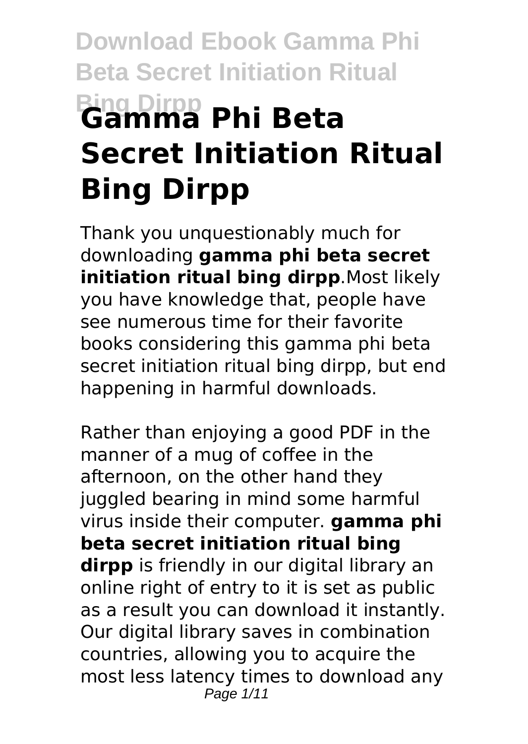# Gamma Phi Beta Secret Initiation Ritual Bing Dirpp

Thank you unquestionably much for downloading **gamma phi beta secret initiation ritual bing dirpp**.Most likely you have knowledge that, people have see numerous time for their favorite books considering this gamma phi beta secret initiation ritual bing dirpp, but end happening in harmful downloads.

Rather than enjoying a good PDF in the manner of a mug of coffee in the afternoon, on the other hand they juggled bearing in mind some harmful virus inside their computer. **gamma phi beta secret initiation ritual bing dirpp** is friendly in our digital library an online right of entry to it is set as public as a result you can download it instantly. Our digital library saves in combination countries, allowing you to acquire the most less latency times to download any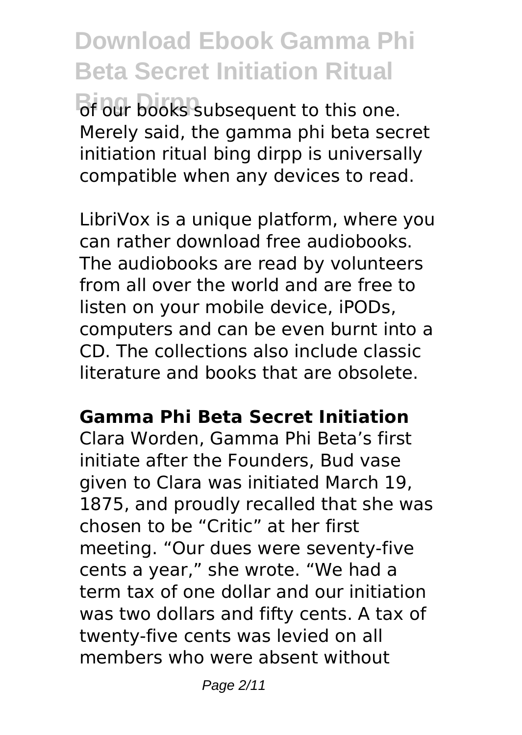of our books subsequent to this one. Merely said, the gamma phi beta secret initiation ritual bing dirpp is universally compatible when any devices to read.

LibriVox is a unique platform, where you can rather download free audiobooks. The audiobooks are read by volunteers from all over the world and are free to listen on your mobile device, iPODs, computers and can be even burnt into a CD. The collections also include classic literature and books that are obsolete.

**Gamma Phi Beta Secret Initiation**

Clara Worden, Gamma Phi Beta's first initiate after the Founders, Bud vase given to Clara was initiated March 19, 1875, and proudly recalled that she was chosen to be "Critic" at her first meeting. "Our dues were seventy-five cents a year," she wrote. "We had a term tax of one dollar and our initiation was two dollars and fifty cents. A tax of twenty-five cents was levied on all members who were absent without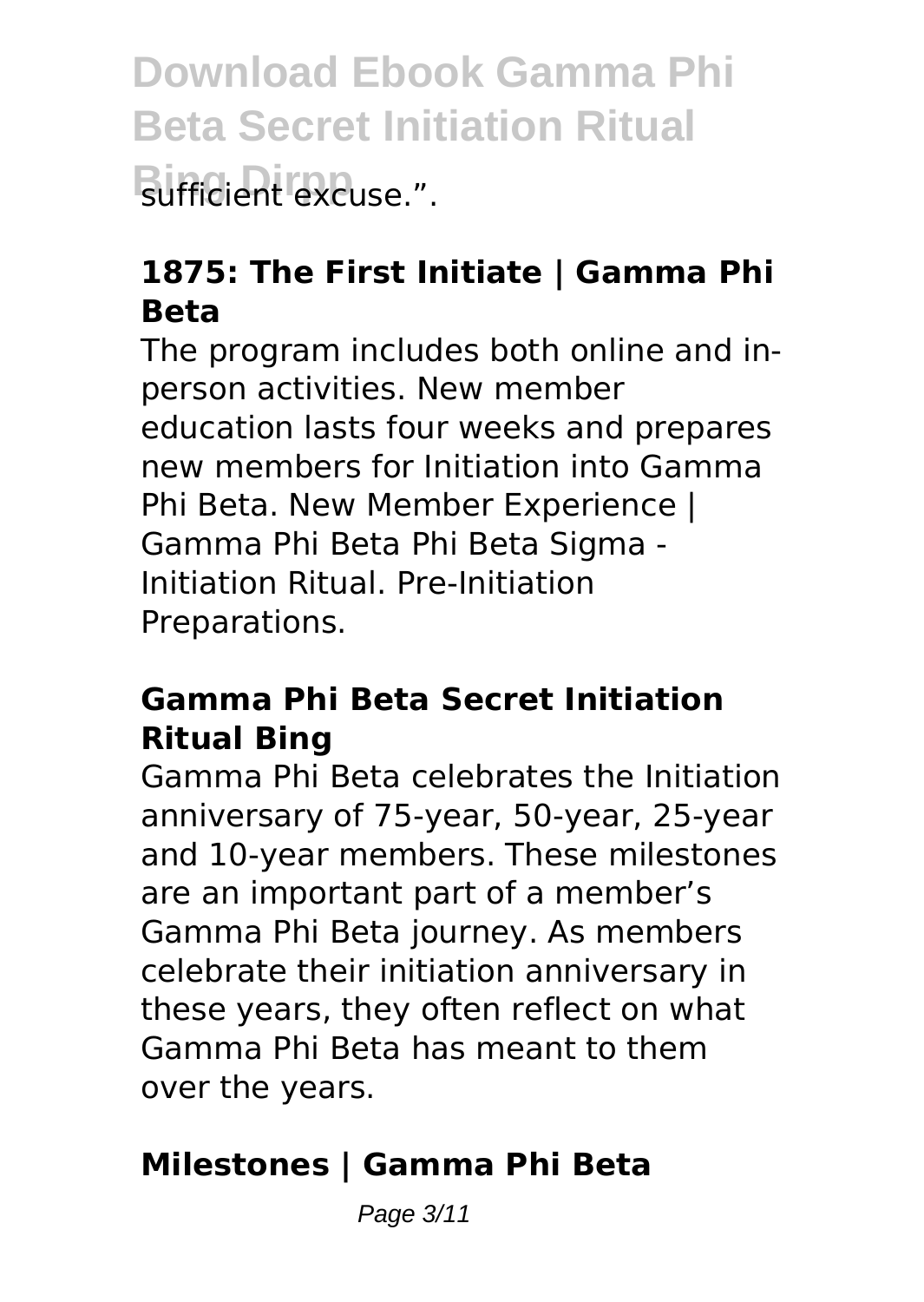sufficient excuse.".

## 1875: The First Initiate | Gamma Phi Beta

The program includes both online and in-person activities. New member education lasts four weeks and prepares new members for Initiation into Gamma Phi Beta. New Member Experience | Gamma Phi Beta Phi Beta Sigma - Initiation Ritual. Pre-Initiation Preparations.

## Gamma Phi Beta Secret Initiation Ritual Bing

Gamma Phi Beta celebrates the Initiation anniversary of 75-year, 50-year, 25-year and 10-year members. These milestones are an important part of a member's Gamma Phi Beta journey. As members celebrate their initiation anniversary in these years, they often reflect on what Gamma Phi Beta has meant to them over the years.

## Milestones | Gamma Phi Beta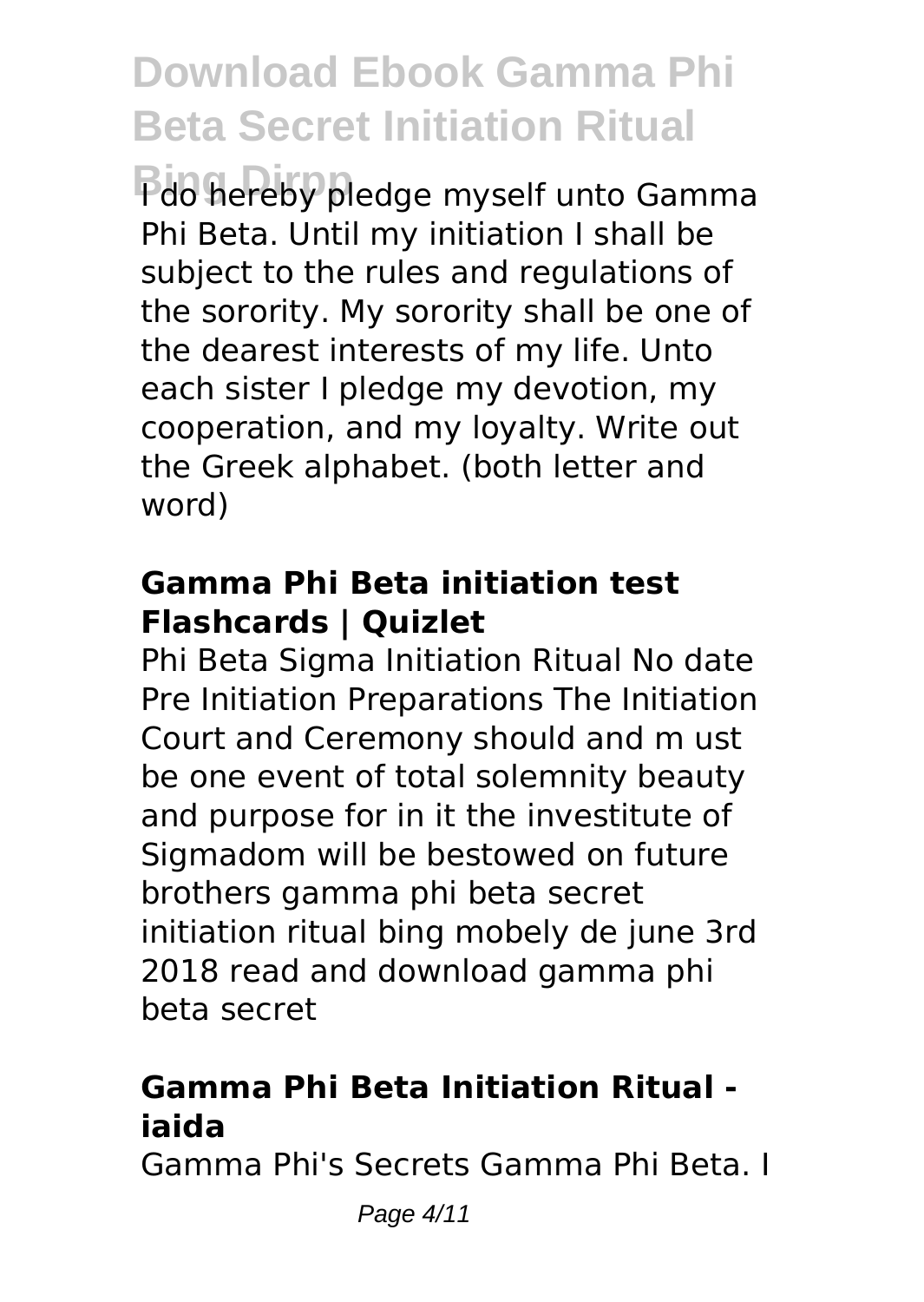# Download Ebook Gamma Phi Beta Secret Initiation Ritual Bing Dirpp

I do hereby pledge myself unto Gamma Phi Beta. Until my initiation I shall be subject to the rules and regulations of the sorority. My sorority shall be one of the dearest interests of my life. Unto each sister I pledge my devotion, my cooperation, and my loyalty. Write out the Greek alphabet. (both letter and word)

### Gamma Phi Beta initiation test Flashcards | Quizlet

Phi Beta Sigma Initiation Ritual No date Pre Initiation Preparations The Initiation Court and Ceremony should and m ust be one event of total solemnity beauty and purpose for in it the investitute of Sigmadom will be bestowed on future brothers gamma phi beta secret initiation ritual bing mobely de june 3rd 2018 read and download gamma phi beta secret

### Gamma Phi Beta Initiation Ritual - iaida

Gamma Phi's Secrets Gamma Phi Beta. I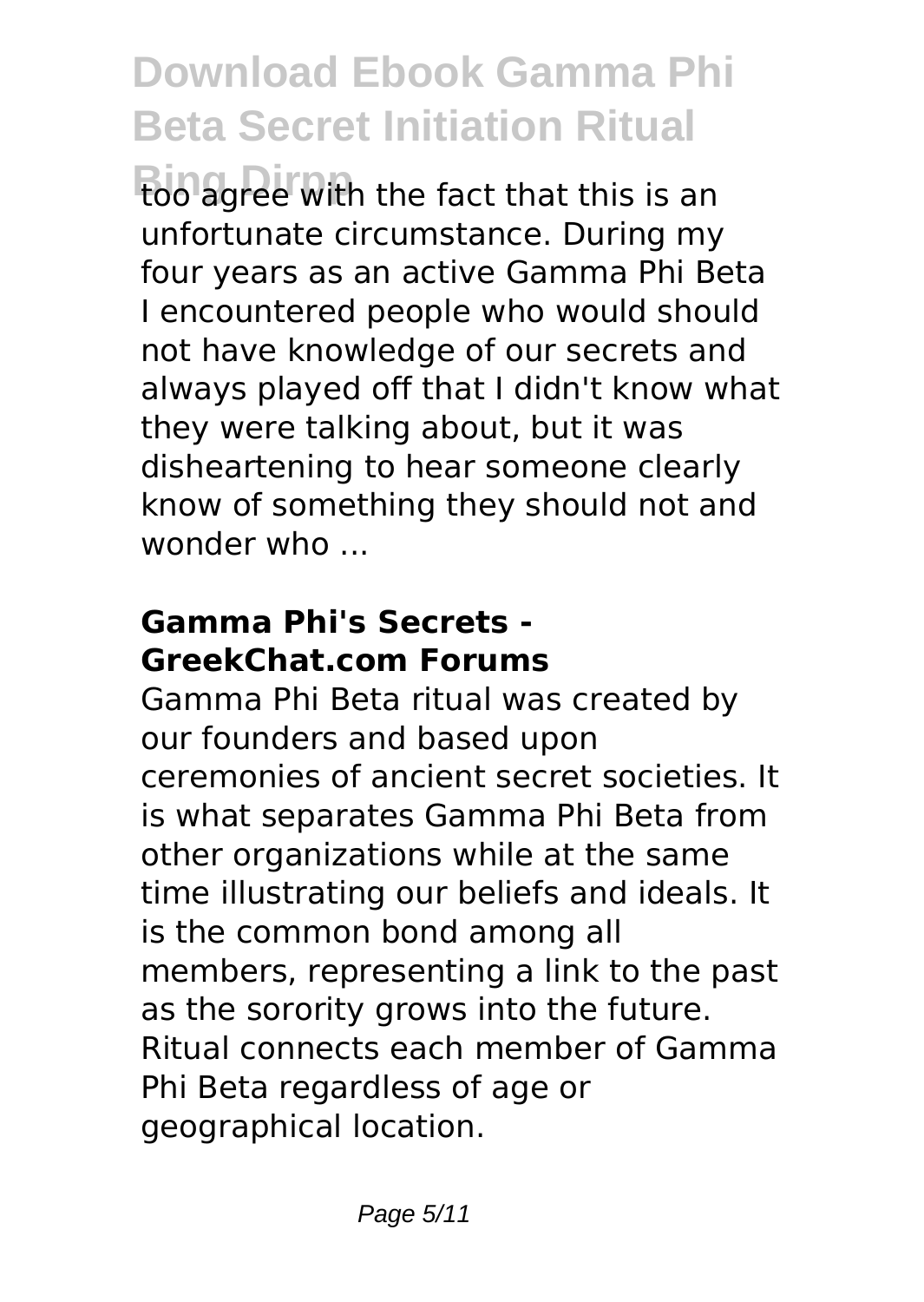too agree with the fact that this is an unfortunate circumstance. During my four years as an active Gamma Phi Beta I encountered people who would should not have knowledge of our secrets and always played off that I didn't know what they were talking about, but it was disheartening to hear someone clearly know of something they should not and wonder who ...

### Gamma Phi's Secrets - GreekChat.com Forums

Gamma Phi Beta ritual was created by our founders and based upon ceremonies of ancient secret societies. It is what separates Gamma Phi Beta from other organizations while at the same time illustrating our beliefs and ideals. It is the common bond among all members, representing a link to the past as the sorority grows into the future. Ritual connects each member of Gamma Phi Beta regardless of age or geographical location.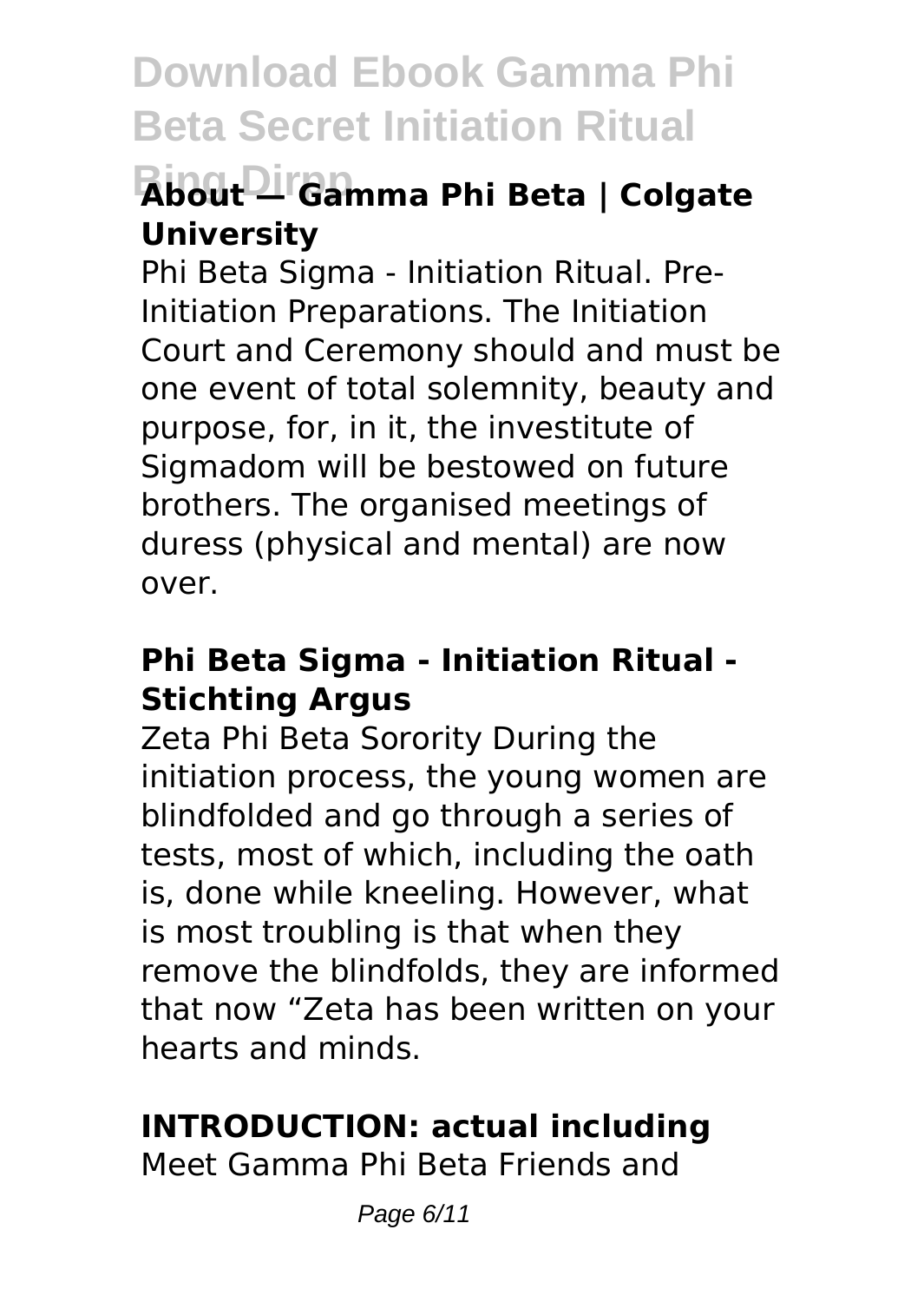## About — Gamma Phi Beta | Colgate University

Phi Beta Sigma - Initiation Ritual. Pre-Initiation Preparations. The Initiation Court and Ceremony should and must be one event of total solemnity, beauty and purpose, for, in it, the investitute of Sigmadom will be bestowed on future brothers. The organised meetings of duress (physical and mental) are now over.

## Phi Beta Sigma - Initiation Ritual - Stichting Argus

Zeta Phi Beta Sorority During the initiation process, the young women are blindfolded and go through a series of tests, most of which, including the oath is, done while kneeling. However, what is most troubling is that when they remove the blindfolds, they are informed that now "Zeta has been written on your hearts and minds.

## INTRODUCTION: actual including

Meet Gamma Phi Beta Friends and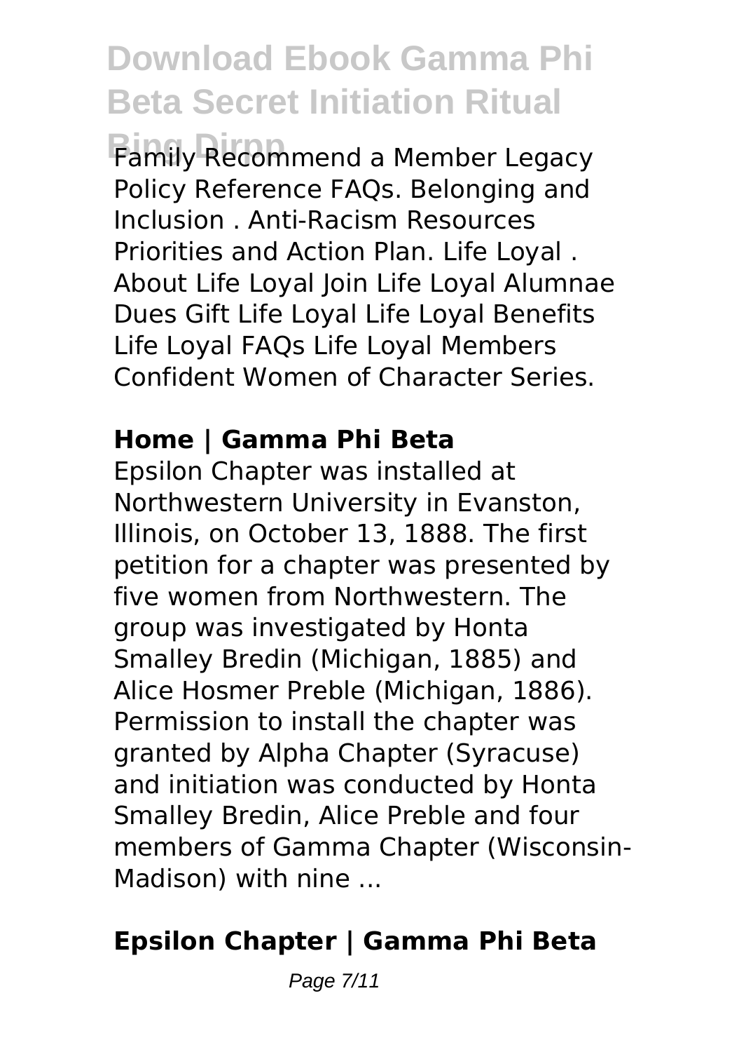Family Recommend a Member Legacy Policy Reference FAQs. Belonging and Inclusion . Anti-Racism Resources Priorities and Action Plan. Life Loyal . About Life Loyal Join Life Loyal Alumnae Dues Gift Life Loyal Life Loyal Benefits Life Loyal FAQs Life Loyal Members Confident Women of Character Series.

**Home | Gamma Phi Beta**

Epsilon Chapter was installed at Northwestern University in Evanston, Illinois, on October 13, 1888. The first petition for a chapter was presented by five women from Northwestern. The group was investigated by Honta Smalley Bredin (Michigan, 1885) and Alice Hosmer Preble (Michigan, 1886). Permission to install the chapter was granted by Alpha Chapter (Syracuse) and initiation was conducted by Honta Smalley Bredin, Alice Preble and four members of Gamma Chapter (Wisconsin-Madison) with nine ...

**Epsilon Chapter | Gamma Phi Beta**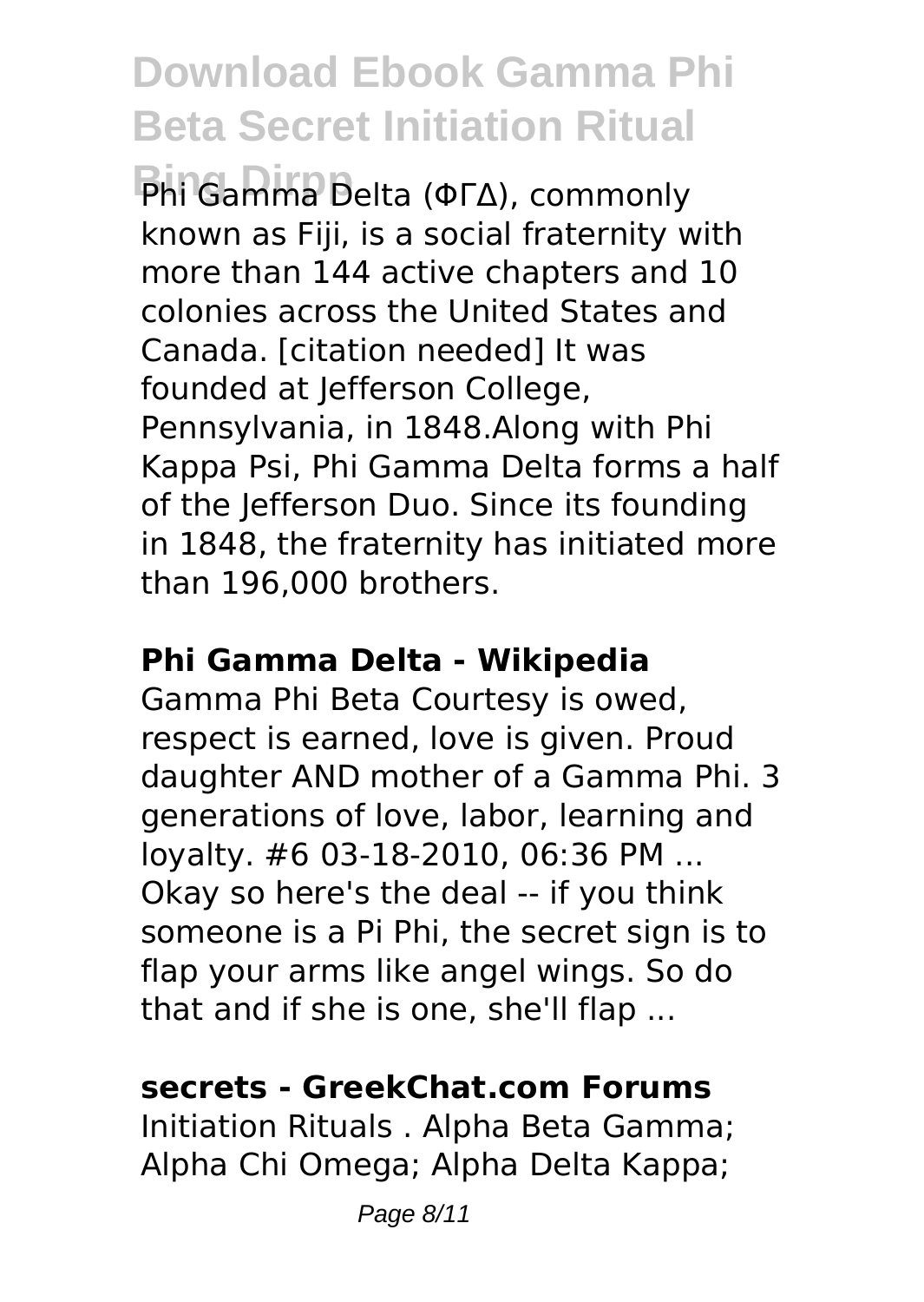Phi Gamma Delta (ΦΓΔ), commonly known as Fiji, is a social fraternity with more than 144 active chapters and 10 colonies across the United States and Canada. [citation needed] It was founded at Jefferson College, Pennsylvania, in 1848.Along with Phi Kappa Psi, Phi Gamma Delta forms a half of the Jefferson Duo. Since its founding in 1848, the fraternity has initiated more than 196,000 brothers.

**Phi Gamma Delta - Wikipedia**

Gamma Phi Beta Courtesy is owed, respect is earned, love is given. Proud daughter AND mother of a Gamma Phi. 3 generations of love, labor, learning and loyalty. #6 03-18-2010, 06:36 PM ... Okay so here's the deal -- if you think someone is a Pi Phi, the secret sign is to flap your arms like angel wings. So do that and if she is one, she'll flap ...

**secrets - GreekChat.com Forums**

Initiation Rituals . Alpha Beta Gamma; Alpha Chi Omega; Alpha Delta Kappa;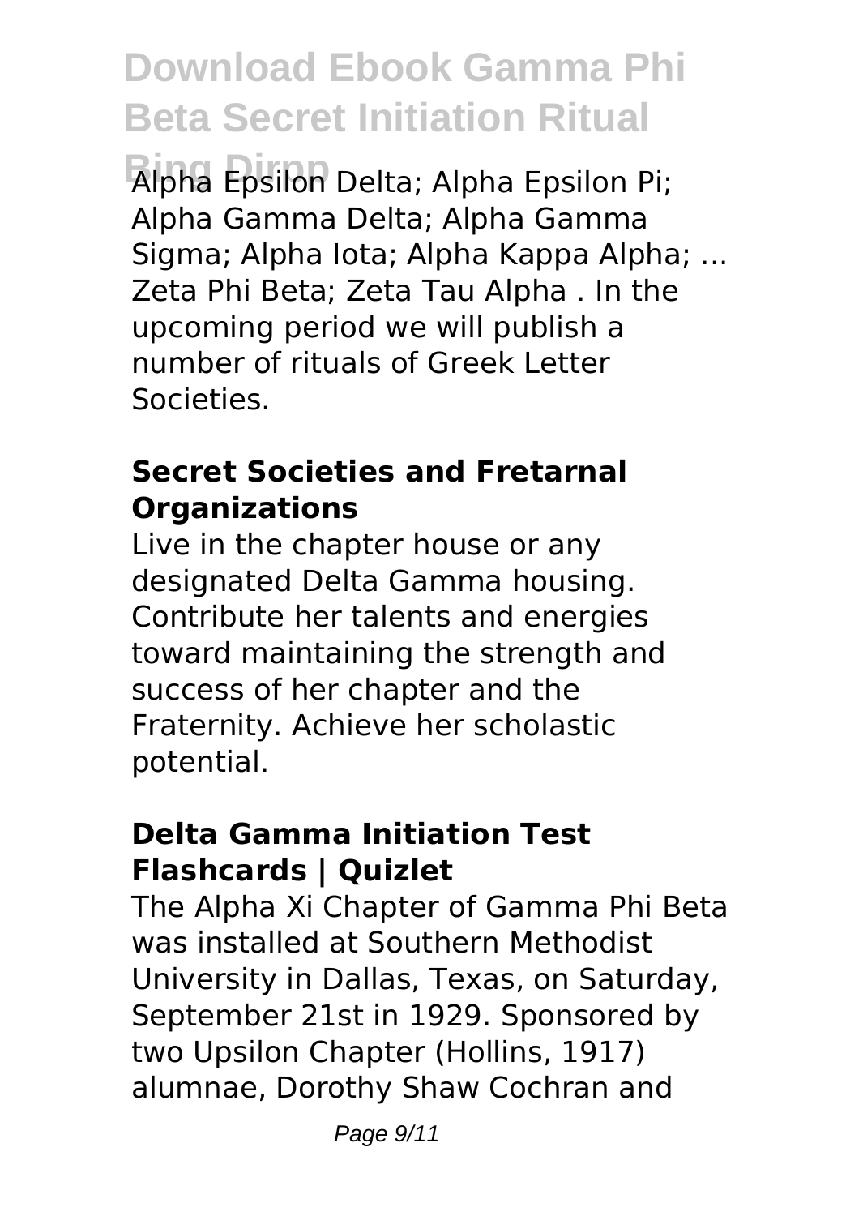Alpha Epsilon Delta; Alpha Epsilon Pi; Alpha Gamma Delta; Alpha Gamma Sigma; Alpha Iota; Alpha Kappa Alpha; ... Zeta Phi Beta; Zeta Tau Alpha . In the upcoming period we will publish a number of rituals of Greek Letter Societies.

### Secret Societies and Fretarnal Organizations

Live in the chapter house or any designated Delta Gamma housing. Contribute her talents and energies toward maintaining the strength and success of her chapter and the Fraternity. Achieve her scholastic potential.

### Delta Gamma Initiation Test Flashcards | Quizlet

The Alpha Xi Chapter of Gamma Phi Beta was installed at Southern Methodist University in Dallas, Texas, on Saturday, September 21st in 1929. Sponsored by two Upsilon Chapter (Hollins, 1917) alumnae, Dorothy Shaw Cochran and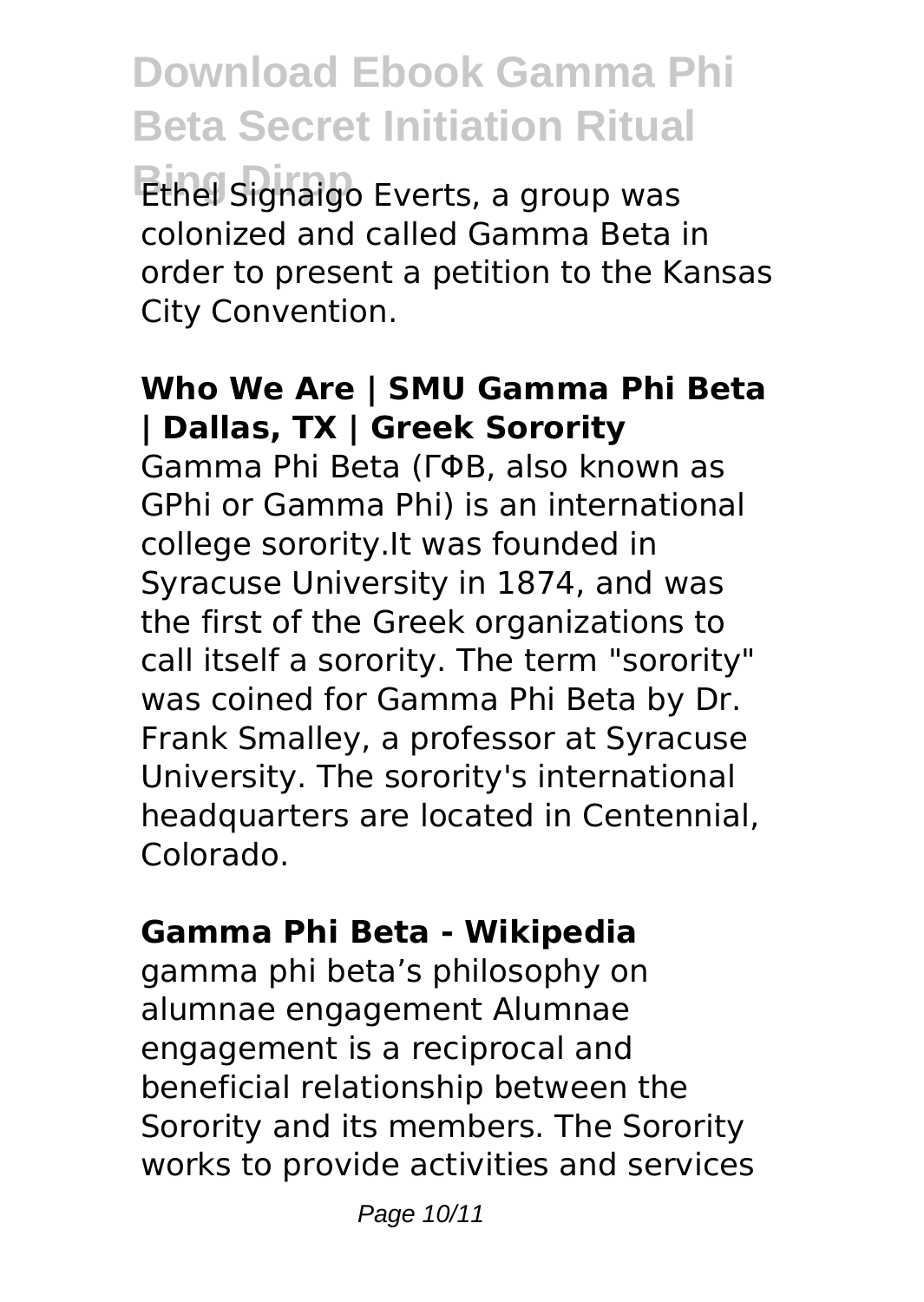Ethel Signaigo Everts, a group was colonized and called Gamma Beta in order to present a petition to the Kansas City Convention.

**Who We Are | SMU Gamma Phi Beta | Dallas, TX | Greek Sorority**

Gamma Phi Beta (ΓΦΒ, also known as GPhi or Gamma Phi) is an international college sorority.It was founded in Syracuse University in 1874, and was the first of the Greek organizations to call itself a sorority. The term "sorority" was coined for Gamma Phi Beta by Dr. Frank Smalley, a professor at Syracuse University. The sorority's international headquarters are located in Centennial, Colorado.

**Gamma Phi Beta - Wikipedia**

gamma phi beta's philosophy on alumnae engagement Alumnae engagement is a reciprocal and beneficial relationship between the Sorority and its members. The Sorority works to provide activities and services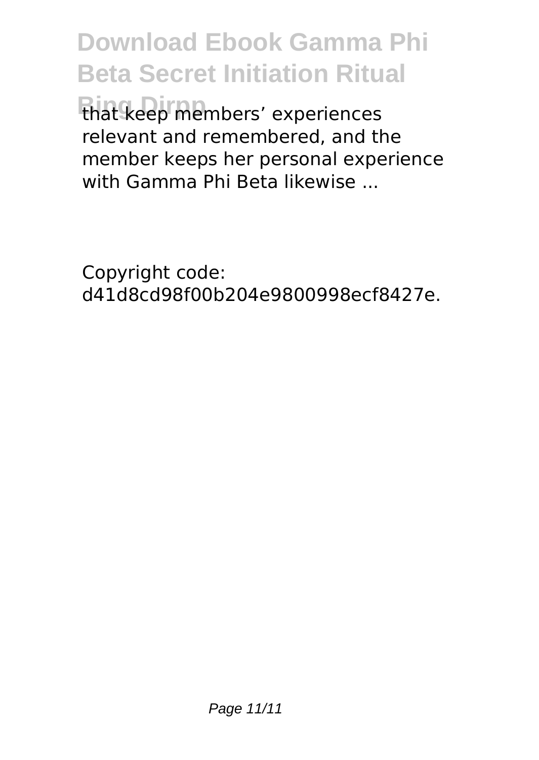that keep members' experiences relevant and remembered, and the member keeps her personal experience with Gamma Phi Beta likewise ...

Copyright code: d41d8cd98f00b204e9800998ecf8427e.